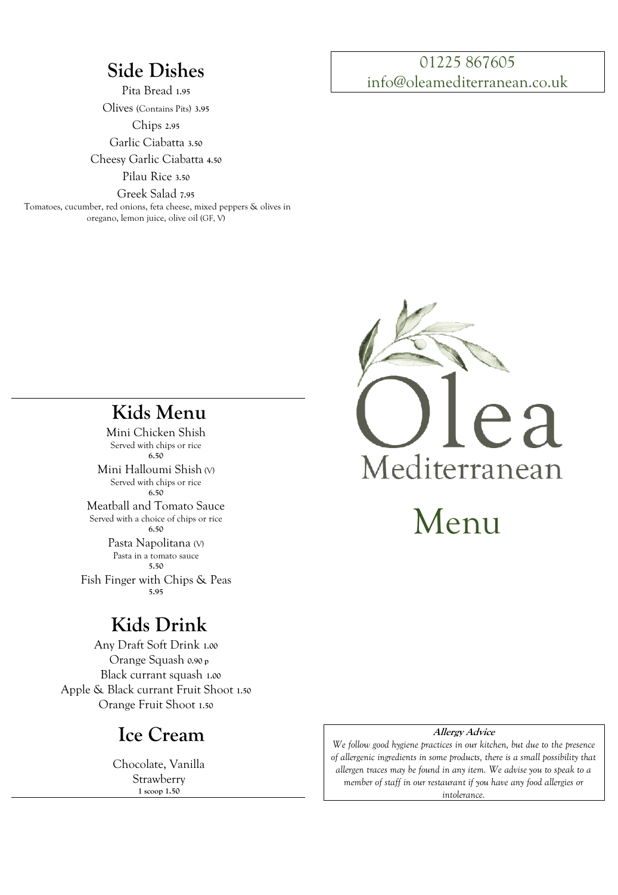## Side Dishes

Pita Bread 1.95

Olives (Contains Pits) 3.95

Chips 2.95

Garlic Ciabatta 3.50

Cheesy Garlic Ciabatta 4.50

Pilau Rice 3.50

Greek Salad 7.95
Tomatoes, cucumber, red onions, feta cheese, mixed peppers & olives in oregano, lemon juice, olive oil (GF, V)

## Kids Menu

Mini Chicken Shish
Served with chips or rice
**6.50**

Mini Halloumi Shish (V)
Served with chips or rice
**6.50**

Meatball and Tomato Sauce
Served with a choice of chips or rice
**6.50**

Pasta Napolitana (V)
Pasta in a tomato sauce
**5.50**

Fish Finger with Chips & Peas
**5.95**

## Kids Drink

Any Draft Soft Drink 1.00

Orange Squash 0.90 p

Black currant squash 1.00

Apple & Black currant Fruit Shoot 1.50

Orange Fruit Shoot 1.50

## Ice Cream

Chocolate, Vanilla
Strawberry
**1 scoop 1.50**

01225 867605
info@oleamediterranean.co.uk

Olea Mediterranean

# Menu

**Allergy Advice**

*We follow good hygiene practices in our kitchen, but due to the presence of allergenic ingredients in some products, there is a small possibility that allergen traces may be found in any item. We advise you to speak to a member of staff in our restaurant if you have any food allergies or intolerance.*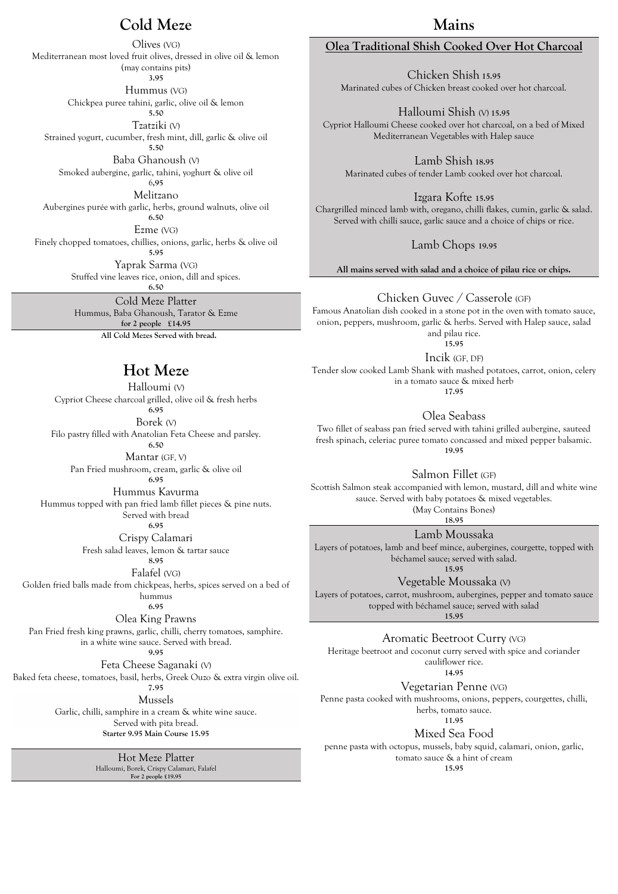# Cold Meze

Olives (VG)
Mediterranean most loved fruit olives, dressed in olive oil & lemon
(may contains pits)
**3.95**

Hummus (VG)
Chickpea puree tahini, garlic, olive oil & lemon
**5.50**

Tzatziki (V)
Strained yogurt, cucumber, fresh mint, dill, garlic & olive oil
**5.50**

Baba Ghanoush (V)
Smoked aubergine, garlic, tahini, yoghurt & olive oil
**6,95**

Melitzano
Aubergines purée with garlic, herbs, ground walnuts, olive oil
**6.50**

Ezme (VG)
Finely chopped tomatoes, chillies, onions, garlic, herbs & olive oil
**5.95**

Yaprak Sarma (VG)
Stuffed vine leaves rice, onion, dill and spices.
**6.50**

Cold Meze Platter
Hummus, Baba Ghanoush, Tarator & Ezme
**for 2 people £14.95**

**All Cold Mezes Served with bread.**

# Hot Meze

Halloumi (V)
Cypriot Cheese charcoal grilled, olive oil & fresh herbs
**6.95**

Borek (V)
Filo pastry filled with Anatolian Feta Cheese and parsley.
**6.50**

Mantar (GF, V)
Pan Fried mushroom, cream, garlic & olive oil
**6.95**

Hummus Kavurma
Hummus topped with pan fried lamb fillet pieces & pine nuts.
Served with bread
**6.95**

Crispy Calamari
Fresh salad leaves, lemon & tartar sauce
**8.95**

Falafel (VG)
Golden fried balls made from chickpeas, herbs, spices served on a bed of hummus
**6.95**

Olea King Prawns
Pan Fried fresh king prawns, garlic, chilli, cherry tomatoes, samphire.
in a white wine sauce. Served with bread.
**9.95**

Feta Cheese Saganaki (V)
Baked feta cheese, tomatoes, basil, herbs, Greek Ouzo & extra virgin olive oil.
**7.95**

Mussels
Garlic, chilli, samphire in a cream & white wine sauce.
Served with pita bread.
**Starter 9.95 Main Course 15.95**

Hot Meze Platter
Halloumi, Borek, Crispy Calamari, Falafel
**For 2 people £19.95**

# Mains

## Olea Traditional Shish Cooked Over Hot Charcoal

Chicken Shish **15.95**
Marinated cubes of Chicken breast cooked over hot charcoal.

Halloumi Shish (V) **15.95**
Cypriot Halloumi Cheese cooked over hot charcoal, on a bed of Mixed Mediterranean Vegetables with Halep sauce

Lamb Shish **18.95**
Marinated cubes of tender Lamb cooked over hot charcoal.

Izgara Kofte **15.95**
Chargrilled minced lamb with, oregano, chilli flakes, cumin, garlic & salad.
Served with chilli sauce, garlic sauce and a choice of chips or rice.

Lamb Chops **19.95**

**All mains served with salad and a choice of pilau rice or chips.**

Chicken Guvec / Casserole (GF)
Famous Anatolian dish cooked in a stone pot in the oven with tomato sauce, onion, peppers, mushroom, garlic & herbs. Served with Halep sauce, salad and pilau rice.
**15.95**

Incik (GF, DF)
Tender slow cooked Lamb Shank with mashed potatoes, carrot, onion, celery in a tomato sauce & mixed herb
**17.95**

Olea Seabass
Two fillet of seabass pan fried served with tahini grilled aubergine, sauteed fresh spinach, celeriac puree tomato concassed and mixed pepper balsamic.
**19.95**

Salmon Fillet (GF)
Scottish Salmon steak accompanied with lemon, mustard, dill and white wine sauce. Served with baby potatoes & mixed vegetables.
(May Contains Bones)
**18.95**

Lamb Moussaka
Layers of potatoes, lamb and beef mince, aubergines, courgette, topped with béchamel sauce; served with salad.
**15.95**

Vegetable Moussaka (V)
Layers of potatoes, carrot, mushroom, aubergines, pepper and tomato sauce topped with béchamel sauce; served with salad
**15.95**

Aromatic Beetroot Curry (VG)
Heritage beetroot and coconut curry served with spice and coriander cauliflower rice.
**14.95**

Vegetarian Penne (VG)
Penne pasta cooked with mushrooms, onions, peppers, courgettes, chilli, herbs, tomato sauce.
**11.95**

Mixed Sea Food
penne pasta with octopus, mussels, baby squid, calamari, onion, garlic, tomato sauce & a hint of cream
**15.95**